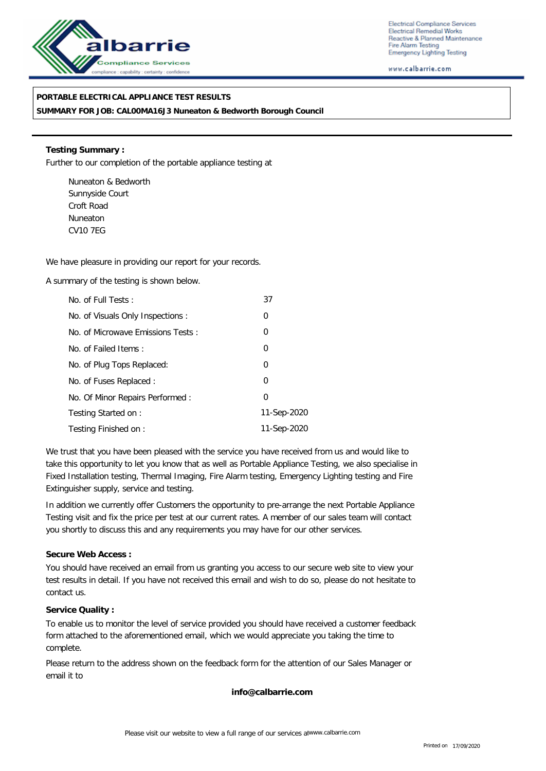Electrical Compliance Services
Electrical Remedial Works
Reactive & Planned Maintenance
Fire Alarm Testing
Emergency Lighting Testing

www.calbarrie.com

**PORTABLE ELECTRICAL APPLIANCE TEST RESULTS**
**SUMMARY FOR JOB: CAL00MA16J3 Nuneaton & Bedworth Borough Council**

**Testing Summary :**

Further to our completion of the portable appliance testing at

Nuneaton & Bedworth
Sunnyside Court
Croft Road
Nuneaton
CV10 7EG

We have pleasure in providing our report for your records.

A summary of the testing is shown below.

| | |
|---|---|
| No. of Full Tests : | 37 |
| No. of Visuals Only Inspections : | 0 |
| No. of Microwave Emissions Tests : | 0 |
| No. of Failed Items : | 0 |
| No. of Plug Tops Replaced: | 0 |
| No. of Fuses Replaced : | 0 |
| No. Of Minor Repairs Performed : | 0 |
| Testing Started on : | 11-Sep-2020 |
| Testing Finished on : | 11-Sep-2020 |

We trust that you have been pleased with the service you have received from us and would like to take this opportunity to let you know that as well as Portable Appliance Testing, we also specialise in Fixed Installation testing, Thermal Imaging, Fire Alarm testing, Emergency Lighting testing and Fire Extinguisher supply, service and testing.

In addition we currently offer Customers the opportunity to pre-arrange the next Portable Appliance Testing visit and fix the price per test at our current rates. A member of our sales team will contact you shortly to discuss this and any requirements you may have for our other services.

**Secure Web Access :**

You should have received an email from us granting you access to our secure web site to view your test results in detail. If you have not received this email and wish to do so, please do not hesitate to contact us.

**Service Quality :**

To enable us to monitor the level of service provided you should have received a customer feedback form attached to the aforementioned email, which we would appreciate you taking the time to complete.

Please return to the address shown on the feedback form for the attention of our Sales Manager or email it to

**info@calbarrie.com**

Please visit our website to view a full range of our services at www.calbarrie.com

Printed on 17/09/2020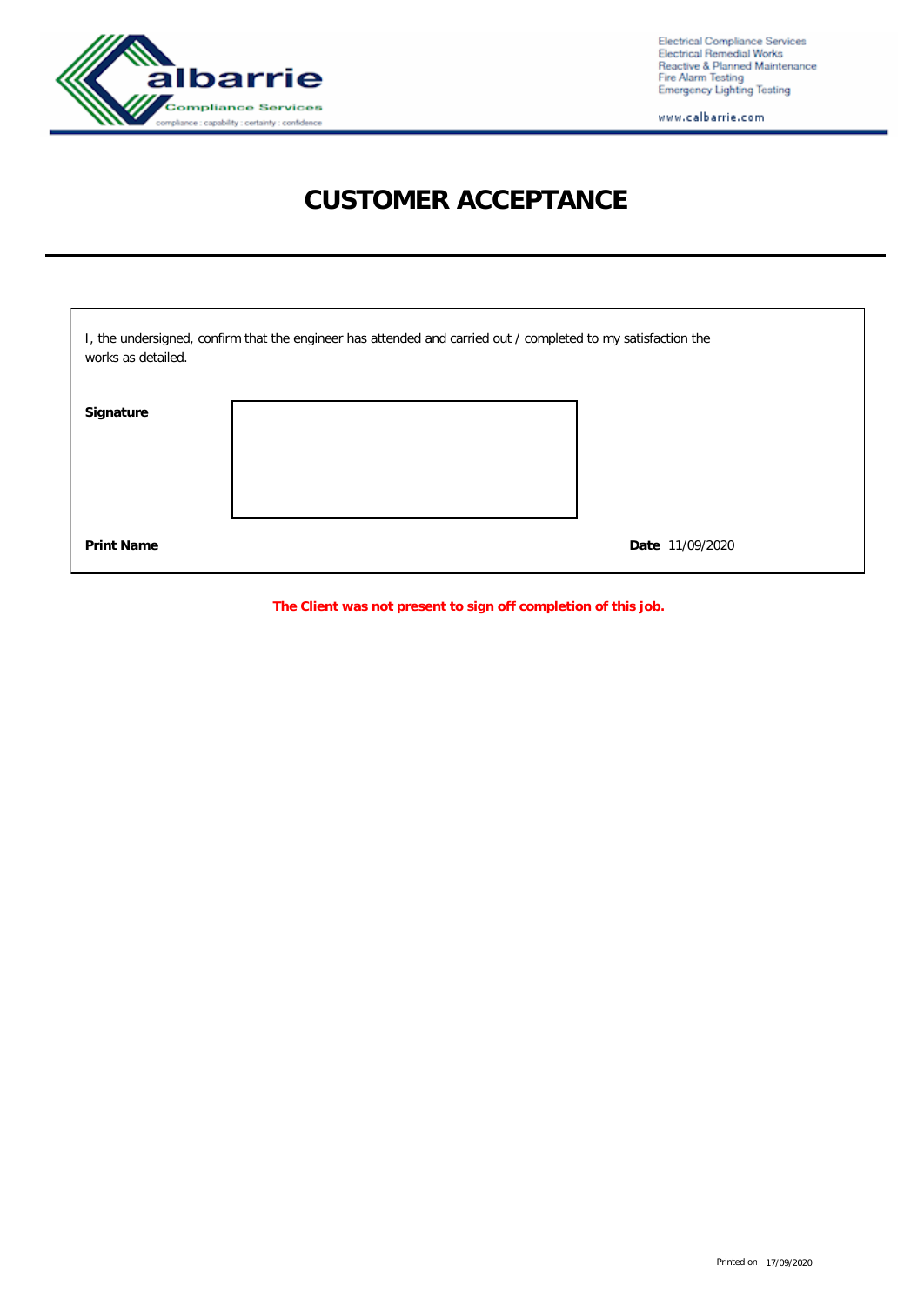# CUSTOMER ACCEPTANCE

I, the undersigned, confirm that the engineer has attended and carried out / completed to my satisfaction the works as detailed.

**Signature**

**Print Name**

**Date** 11/09/2020

**The Client was not present to sign off completion of this job.**

Printed on 17/09/2020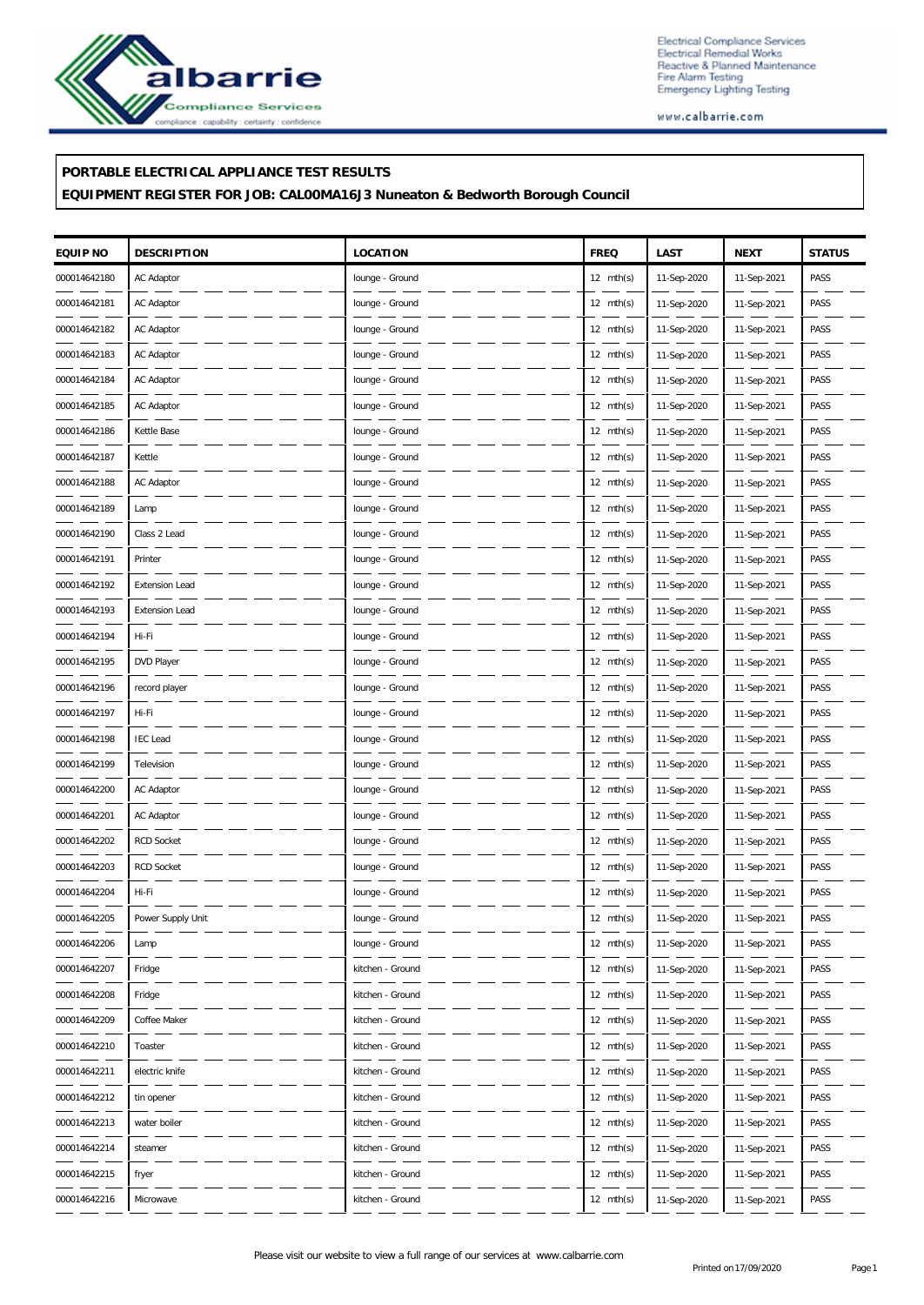**PORTABLE ELECTRICAL APPLIANCE TEST RESULTS**

**EQUIPMENT REGISTER FOR JOB: CAL00MA16J3 Nuneaton & Bedworth Borough Council**

| EQUIP NO | DESCRIPTION | LOCATION | FREQ | LAST | NEXT | STATUS |
|---|---|---|---|---|---|---|
| 000014642180 | AC Adaptor | lounge - Ground | 12 mth(s) | 11-Sep-2020 | 11-Sep-2021 | PASS |
| 000014642181 | AC Adaptor | lounge - Ground | 12 mth(s) | 11-Sep-2020 | 11-Sep-2021 | PASS |
| 000014642182 | AC Adaptor | lounge - Ground | 12 mth(s) | 11-Sep-2020 | 11-Sep-2021 | PASS |
| 000014642183 | AC Adaptor | lounge - Ground | 12 mth(s) | 11-Sep-2020 | 11-Sep-2021 | PASS |
| 000014642184 | AC Adaptor | lounge - Ground | 12 mth(s) | 11-Sep-2020 | 11-Sep-2021 | PASS |
| 000014642185 | AC Adaptor | lounge - Ground | 12 mth(s) | 11-Sep-2020 | 11-Sep-2021 | PASS |
| 000014642186 | Kettle Base | lounge - Ground | 12 mth(s) | 11-Sep-2020 | 11-Sep-2021 | PASS |
| 000014642187 | Kettle | lounge - Ground | 12 mth(s) | 11-Sep-2020 | 11-Sep-2021 | PASS |
| 000014642188 | AC Adaptor | lounge - Ground | 12 mth(s) | 11-Sep-2020 | 11-Sep-2021 | PASS |
| 000014642189 | Lamp | lounge - Ground | 12 mth(s) | 11-Sep-2020 | 11-Sep-2021 | PASS |
| 000014642190 | Class 2 Lead | lounge - Ground | 12 mth(s) | 11-Sep-2020 | 11-Sep-2021 | PASS |
| 000014642191 | Printer | lounge - Ground | 12 mth(s) | 11-Sep-2020 | 11-Sep-2021 | PASS |
| 000014642192 | Extension Lead | lounge - Ground | 12 mth(s) | 11-Sep-2020 | 11-Sep-2021 | PASS |
| 000014642193 | Extension Lead | lounge - Ground | 12 mth(s) | 11-Sep-2020 | 11-Sep-2021 | PASS |
| 000014642194 | Hi-Fi | lounge - Ground | 12 mth(s) | 11-Sep-2020 | 11-Sep-2021 | PASS |
| 000014642195 | DVD Player | lounge - Ground | 12 mth(s) | 11-Sep-2020 | 11-Sep-2021 | PASS |
| 000014642196 | record player | lounge - Ground | 12 mth(s) | 11-Sep-2020 | 11-Sep-2021 | PASS |
| 000014642197 | Hi-Fi | lounge - Ground | 12 mth(s) | 11-Sep-2020 | 11-Sep-2021 | PASS |
| 000014642198 | IEC Lead | lounge - Ground | 12 mth(s) | 11-Sep-2020 | 11-Sep-2021 | PASS |
| 000014642199 | Television | lounge - Ground | 12 mth(s) | 11-Sep-2020 | 11-Sep-2021 | PASS |
| 000014642200 | AC Adaptor | lounge - Ground | 12 mth(s) | 11-Sep-2020 | 11-Sep-2021 | PASS |
| 000014642201 | AC Adaptor | lounge - Ground | 12 mth(s) | 11-Sep-2020 | 11-Sep-2021 | PASS |
| 000014642202 | RCD Socket | lounge - Ground | 12 mth(s) | 11-Sep-2020 | 11-Sep-2021 | PASS |
| 000014642203 | RCD Socket | lounge - Ground | 12 mth(s) | 11-Sep-2020 | 11-Sep-2021 | PASS |
| 000014642204 | Hi-Fi | lounge - Ground | 12 mth(s) | 11-Sep-2020 | 11-Sep-2021 | PASS |
| 000014642205 | Power Supply Unit | lounge - Ground | 12 mth(s) | 11-Sep-2020 | 11-Sep-2021 | PASS |
| 000014642206 | Lamp | lounge - Ground | 12 mth(s) | 11-Sep-2020 | 11-Sep-2021 | PASS |
| 000014642207 | Fridge | kitchen - Ground | 12 mth(s) | 11-Sep-2020 | 11-Sep-2021 | PASS |
| 000014642208 | Fridge | kitchen - Ground | 12 mth(s) | 11-Sep-2020 | 11-Sep-2021 | PASS |
| 000014642209 | Coffee Maker | kitchen - Ground | 12 mth(s) | 11-Sep-2020 | 11-Sep-2021 | PASS |
| 000014642210 | Toaster | kitchen - Ground | 12 mth(s) | 11-Sep-2020 | 11-Sep-2021 | PASS |
| 000014642211 | electric knife | kitchen - Ground | 12 mth(s) | 11-Sep-2020 | 11-Sep-2021 | PASS |
| 000014642212 | tin opener | kitchen - Ground | 12 mth(s) | 11-Sep-2020 | 11-Sep-2021 | PASS |
| 000014642213 | water boiler | kitchen - Ground | 12 mth(s) | 11-Sep-2020 | 11-Sep-2021 | PASS |
| 000014642214 | steamer | kitchen - Ground | 12 mth(s) | 11-Sep-2020 | 11-Sep-2021 | PASS |
| 000014642215 | fryer | kitchen - Ground | 12 mth(s) | 11-Sep-2020 | 11-Sep-2021 | PASS |
| 000014642216 | Microwave | kitchen - Ground | 12 mth(s) | 11-Sep-2020 | 11-Sep-2021 | PASS |

Please visit our website to view a full range of our services at www.calbarrie.com

Printed on 17/09/2020